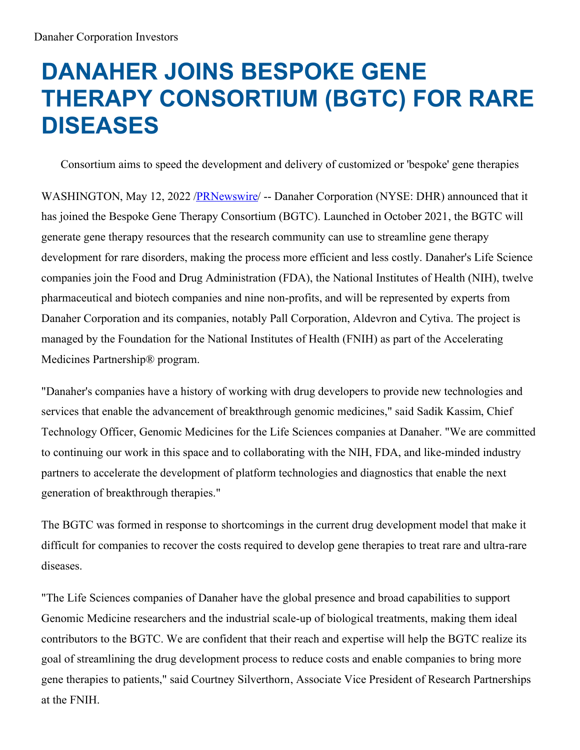Danaher Corporation Investors

# DANAHER JOINS BESPOKE GENE THERAPY CONSORTIUM (BGTC) FOR RARE DISEASES

Consortium aims to speed the development and delivery of customized or 'bespoke' gene therapies

WASHINGTON, May 12, 2022 /PRNewswire/ -- Danaher Corporation (NYSE: DHR) announced that it has joined the Bespoke Gene Therapy Consortium (BGTC). Launched in October 2021, the BGTC will generate gene therapy resources that the research community can use to streamline gene therapy development for rare disorders, making the process more efficient and less costly. Danaher's Life Science companies join the Food and Drug Administration (FDA), the National Institutes of Health (NIH), twelve pharmaceutical and biotech companies and nine non-profits, and will be represented by experts from Danaher Corporation and its companies, notably Pall Corporation, Aldevron and Cytiva. The project is managed by the Foundation for the National Institutes of Health (FNIH) as part of the Accelerating Medicines Partnership® program.

"Danaher's companies have a history of working with drug developers to provide new technologies and services that enable the advancement of breakthrough genomic medicines," said Sadik Kassim, Chief Technology Officer, Genomic Medicines for the Life Sciences companies at Danaher. "We are committed to continuing our work in this space and to collaborating with the NIH, FDA, and like-minded industry partners to accelerate the development of platform technologies and diagnostics that enable the next generation of breakthrough therapies."

The BGTC was formed in response to shortcomings in the current drug development model that make it difficult for companies to recover the costs required to develop gene therapies to treat rare and ultra-rare diseases.

"The Life Sciences companies of Danaher have the global presence and broad capabilities to support Genomic Medicine researchers and the industrial scale-up of biological treatments, making them ideal contributors to the BGTC. We are confident that their reach and expertise will help the BGTC realize its goal of streamlining the drug development process to reduce costs and enable companies to bring more gene therapies to patients," said Courtney Silverthorn, Associate Vice President of Research Partnerships at the FNIH.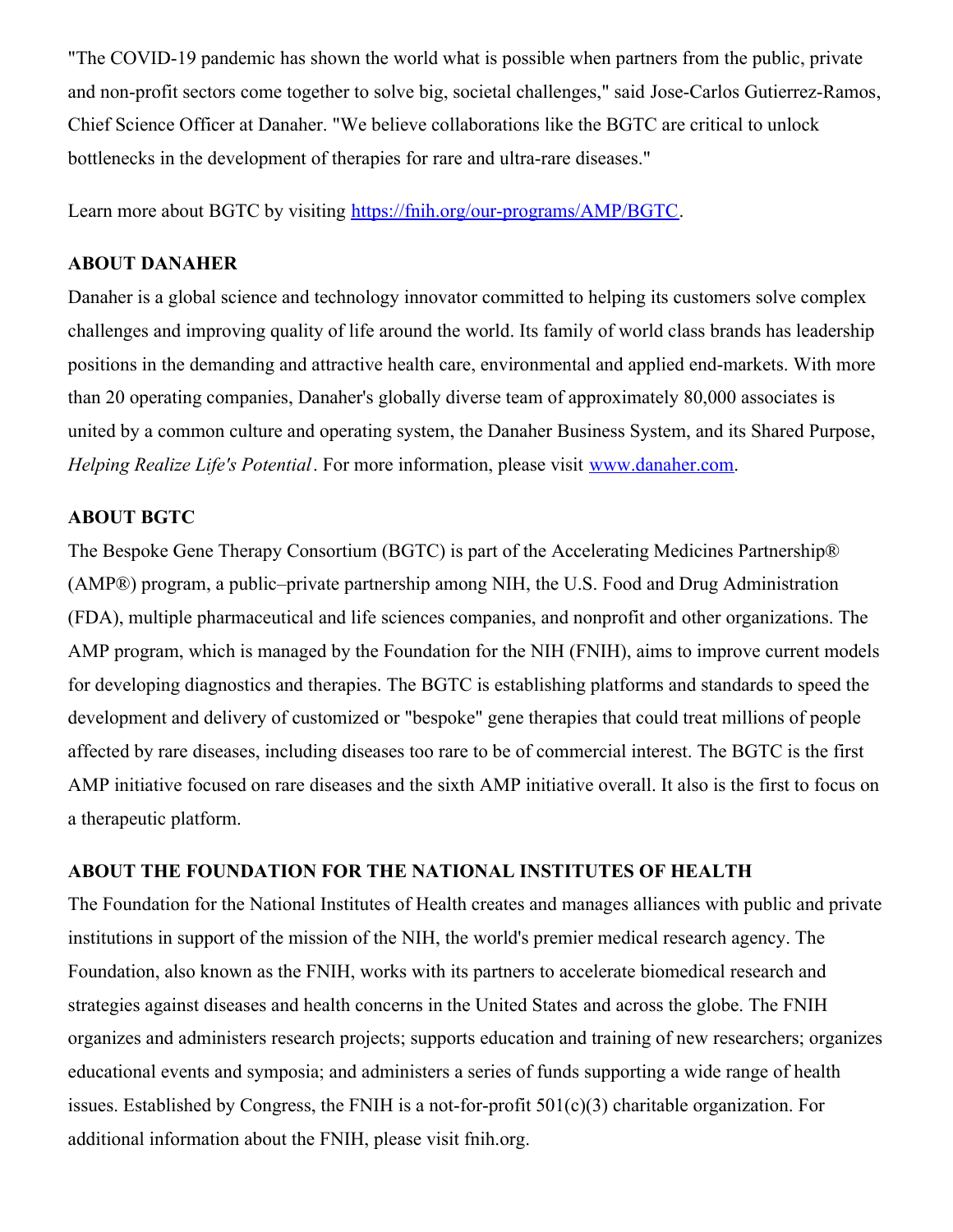"The COVID-19 pandemic has shown the world what is possible when partners from the public, private and non-profit sectors come together to solve big, societal challenges," said Jose-Carlos Gutierrez-Ramos, Chief Science Officer at Danaher. "We believe collaborations like the BGTC are critical to unlock bottlenecks in the development of therapies for rare and ultra-rare diseases."

Learn more about BGTC by visiting [https://fnih.org/our-programs/AMP/BGTC](https://fnih.org/our-programs/AMP/BGTC).

**ABOUT DANAHER**

Danaher is a global science and technology innovator committed to helping its customers solve complex challenges and improving quality of life around the world. Its family of world class brands has leadership positions in the demanding and attractive health care, environmental and applied end-markets. With more than 20 operating companies, Danaher's globally diverse team of approximately 80,000 associates is united by a common culture and operating system, the Danaher Business System, and its Shared Purpose, *Helping Realize Life's Potential*. For more information, please visit [www.danaher.com](www.danaher.com).

**ABOUT BGTC**

The Bespoke Gene Therapy Consortium (BGTC) is part of the Accelerating Medicines Partnership® (AMP®) program, a public–private partnership among NIH, the U.S. Food and Drug Administration (FDA), multiple pharmaceutical and life sciences companies, and nonprofit and other organizations. The AMP program, which is managed by the Foundation for the NIH (FNIH), aims to improve current models for developing diagnostics and therapies. The BGTC is establishing platforms and standards to speed the development and delivery of customized or "bespoke" gene therapies that could treat millions of people affected by rare diseases, including diseases too rare to be of commercial interest. The BGTC is the first AMP initiative focused on rare diseases and the sixth AMP initiative overall. It also is the first to focus on a therapeutic platform.

**ABOUT THE FOUNDATION FOR THE NATIONAL INSTITUTES OF HEALTH**

The Foundation for the National Institutes of Health creates and manages alliances with public and private institutions in support of the mission of the NIH, the world's premier medical research agency. The Foundation, also known as the FNIH, works with its partners to accelerate biomedical research and strategies against diseases and health concerns in the United States and across the globe. The FNIH organizes and administers research projects; supports education and training of new researchers; organizes educational events and symposia; and administers a series of funds supporting a wide range of health issues. Established by Congress, the FNIH is a not-for-profit 501(c)(3) charitable organization. For additional information about the FNIH, please visit fnih.org.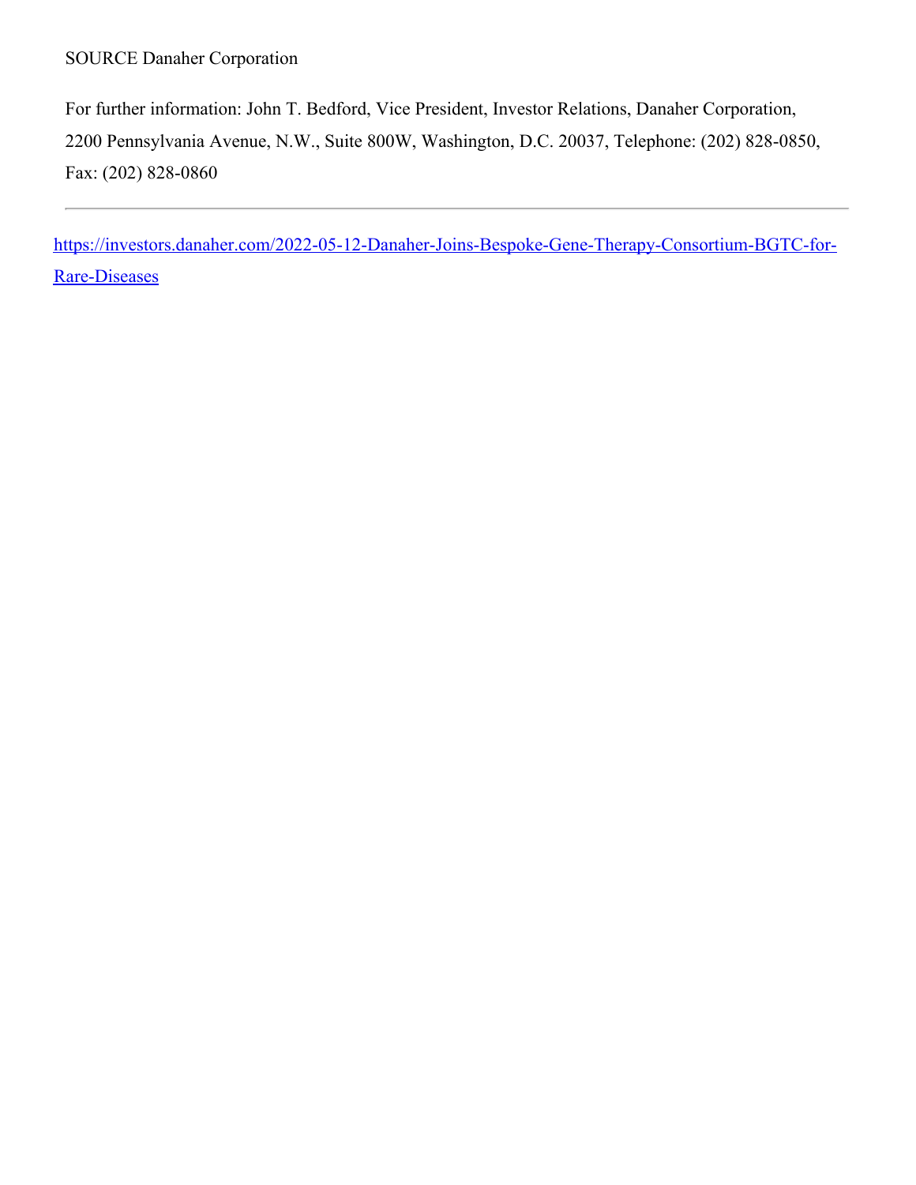SOURCE Danaher Corporation

For further information: John T. Bedford, Vice President, Investor Relations, Danaher Corporation, 2200 Pennsylvania Avenue, N.W., Suite 800W, Washington, D.C. 20037, Telephone: (202) 828-0850, Fax: (202) 828-0860

---

https://investors.danaher.com/2022-05-12-Danaher-Joins-Bespoke-Gene-Therapy-Consortium-BGTC-for-Rare-Diseases